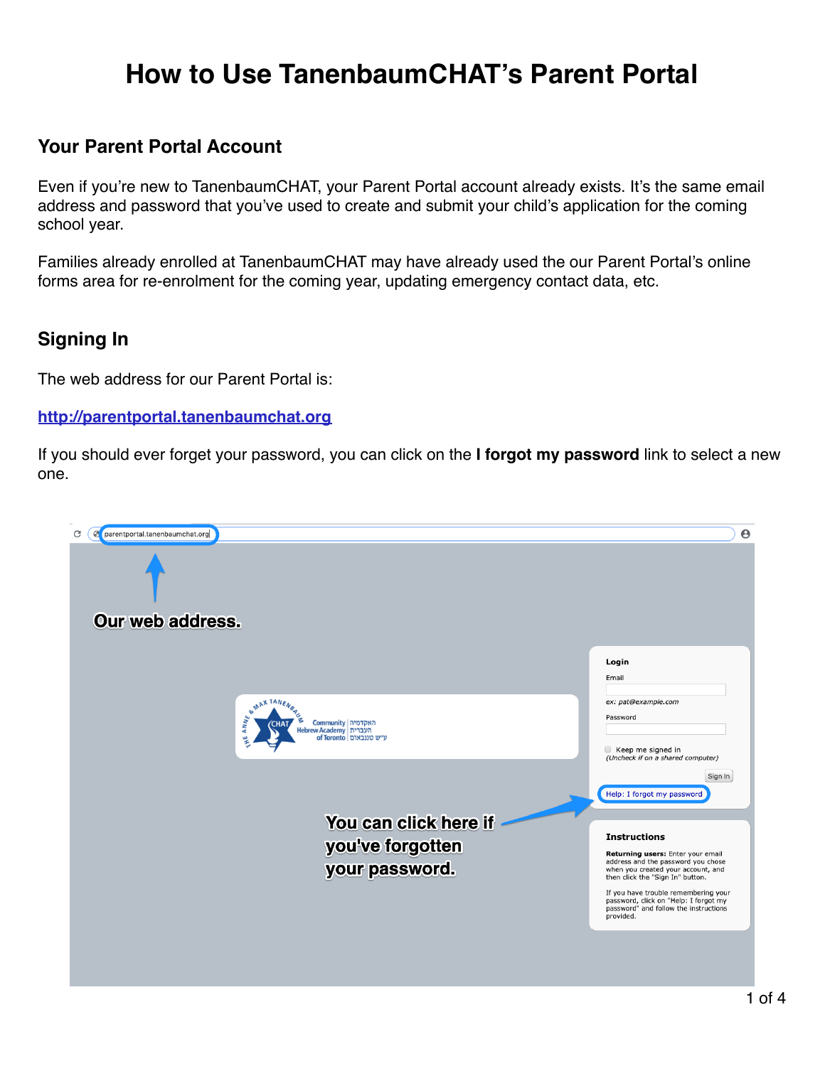# How to Use TanenbaumCHAT's Parent Portal

## Your Parent Portal Account

Even if you're new to TanenbaumCHAT, your Parent Portal account already exists. It's the same email address and password that you've used to create and submit your child's application for the coming school year.

Families already enrolled at TanenbaumCHAT may have already used the our Parent Portal's online forms area for re-enrolment for the coming year, updating emergency contact data, etc.

## Signing In

The web address for our Parent Portal is:

[http://parentportal.tanenbaumchat.org](http://parentportal.tanenbaumchat.org)

If you should ever forget your password, you can click on the **I forgot my password** link to select a new one.

Our web address.

You can click here if you've forgotten your password.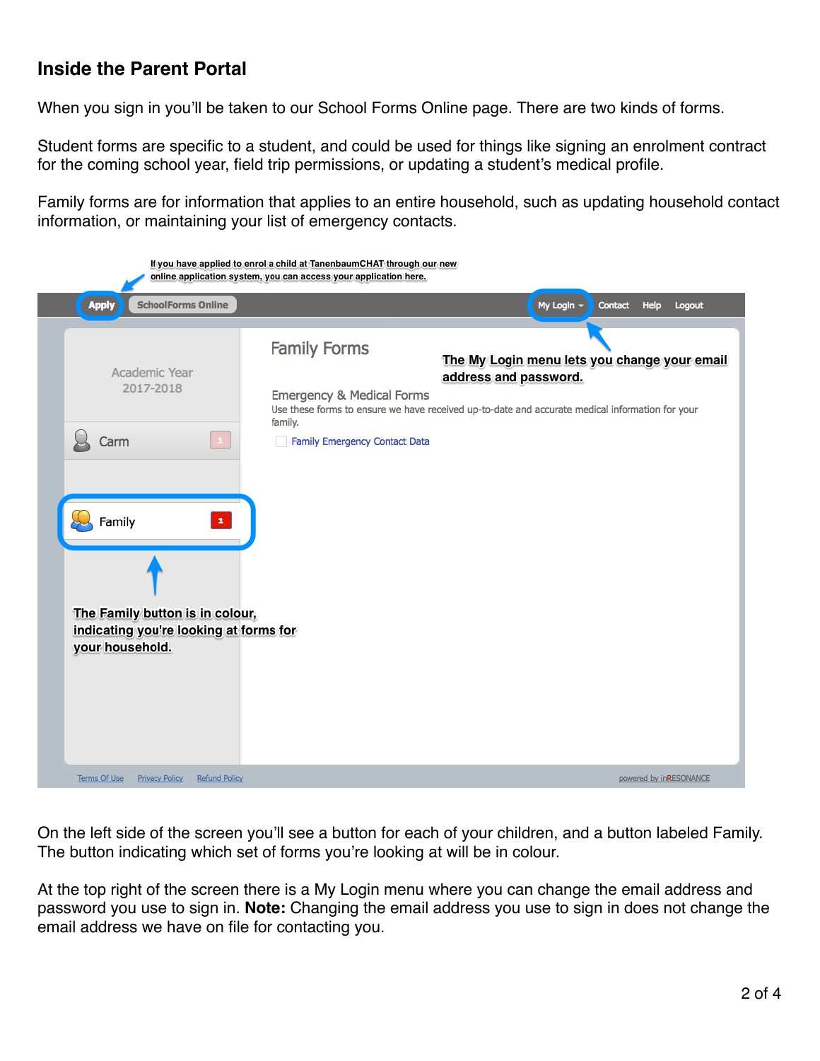## Inside the Parent Portal

When you sign in you'll be taken to our School Forms Online page. There are two kinds of forms.

Student forms are specific to a student, and could be used for things like signing an enrolment contract for the coming school year, field trip permissions, or updating a student's medical profile.

Family forms are for information that applies to an entire household, such as updating household contact information, or maintaining your list of emergency contacts.

If you have applied to enrol a child at TanenbaumCHAT through our new online application system, you can access your application here.

Apply SchoolForms Online My Login Contact Help Logout

Academic Year 2017-2018

Carm 1

Family 1

Family Forms

The My Login menu lets you change your email address and password.

Emergency & Medical Forms

Use these forms to ensure we have received up-to-date and accurate medical information for your family.

Family Emergency Contact Data

The Family button is in colour, indicating you're looking at forms for your household.

Terms Of Use Privacy Policy Refund Policy powered by inRESONANCE

On the left side of the screen you'll see a button for each of your children, and a button labeled Family. The button indicating which set of forms you're looking at will be in colour.

At the top right of the screen there is a My Login menu where you can change the email address and password you use to sign in. **Note:** Changing the email address you use to sign in does not change the email address we have on file for contacting you.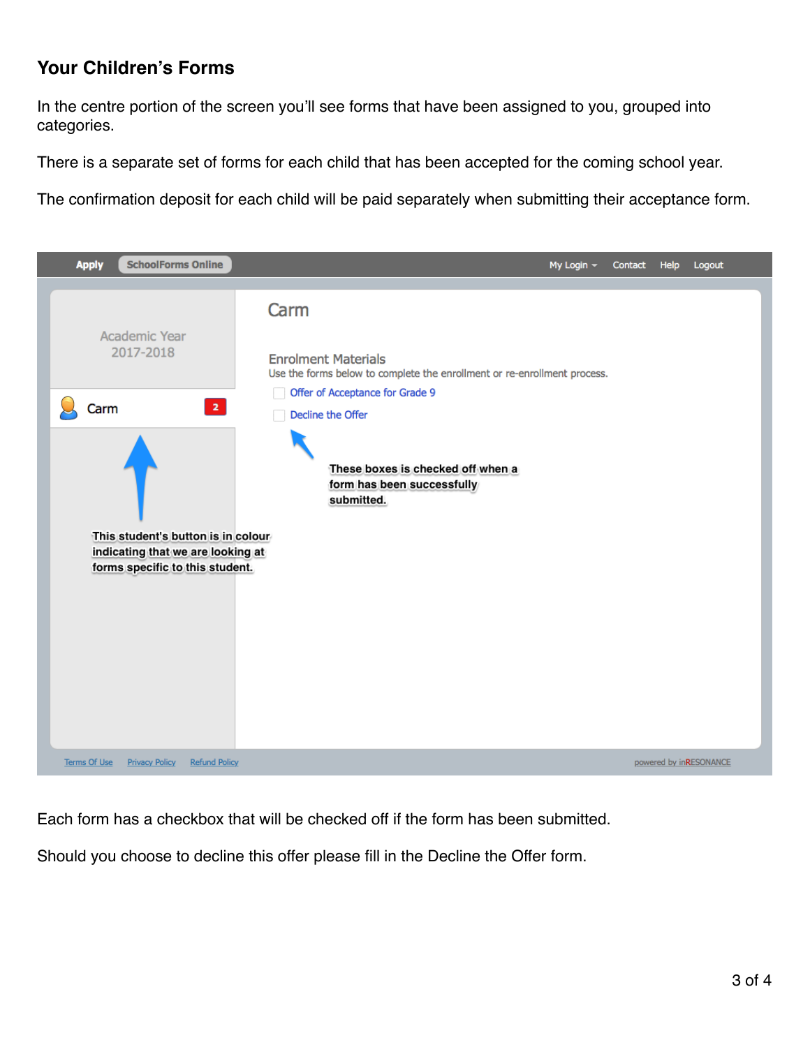## Your Children's Forms

In the centre portion of the screen you'll see forms that have been assigned to you, grouped into categories.

There is a separate set of forms for each child that has been accepted for the coming school year.

The confirmation deposit for each child will be paid separately when submitting their acceptance form.

Each form has a checkbox that will be checked off if the form has been submitted.

Should you choose to decline this offer please fill in the Decline the Offer form.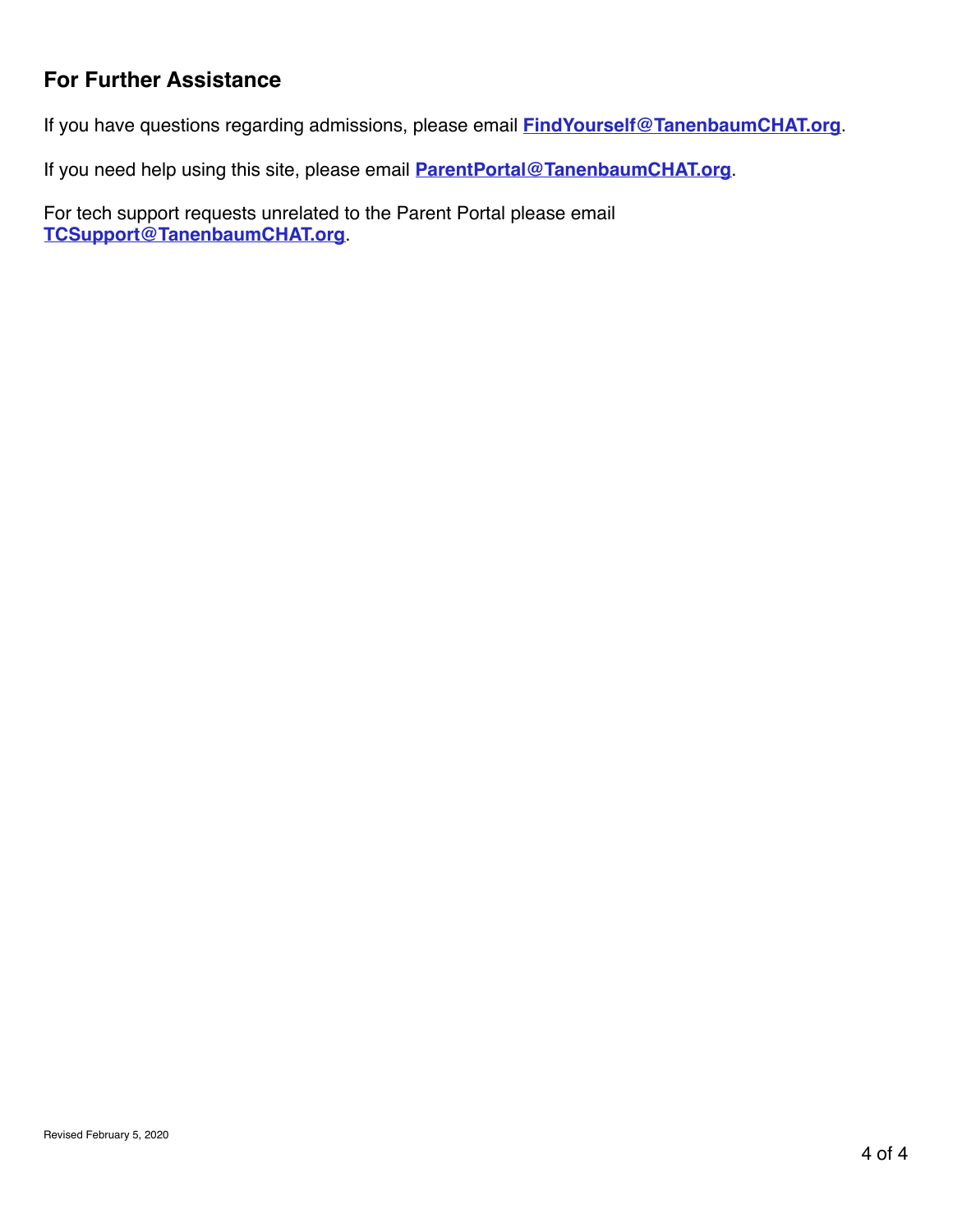## For Further Assistance

If you have questions regarding admissions, please email **FindYourself@TanenbaumCHAT.org**.

If you need help using this site, please email **ParentPortal@TanenbaumCHAT.org**.

For tech support requests unrelated to the Parent Portal please email **TCSupport@TanenbaumCHAT.org**.

Revised February 5, 2020